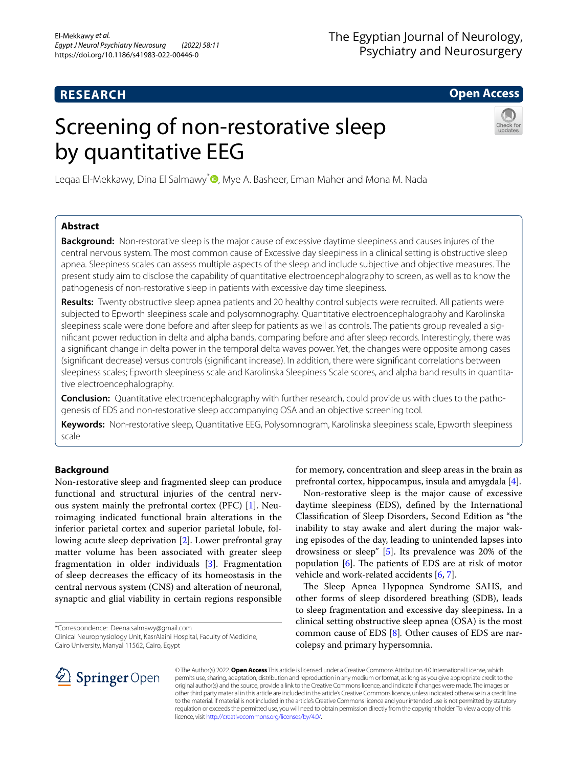# Screening of non-restorative sleep by quantitative EEG

Leqaa El-Mekkawy, Dina El Salmawy*, Mye A. Basheer, Eman Maher and Mona M. Nada

## Abstract

**Background:** Non-restorative sleep is the major cause of excessive daytime sleepiness and causes injures of the central nervous system. The most common cause of Excessive day sleepiness in a clinical setting is obstructive sleep apnea. Sleepiness scales can assess multiple aspects of the sleep and include subjective and objective measures. The present study aim to disclose the capability of quantitative electroencephalography to screen, as well as to know the pathogenesis of non-restorative sleep in patients with excessive day time sleepiness.

**Results:** Twenty obstructive sleep apnea patients and 20 healthy control subjects were recruited. All patients were subjected to Epworth sleepiness scale and polysomnography. Quantitative electroencephalography and Karolinska sleepiness scale were done before and after sleep for patients as well as controls. The patients group revealed a significant power reduction in delta and alpha bands, comparing before and after sleep records. Interestingly, there was a significant change in delta power in the temporal delta waves power. Yet, the changes were opposite among cases (significant decrease) versus controls (significant increase). In addition, there were significant correlations between sleepiness scales; Epworth sleepiness scale and Karolinska Sleepiness Scale scores, and alpha band results in quantitative electroencephalography.

**Conclusion:** Quantitative electroencephalography with further research, could provide us with clues to the pathogenesis of EDS and non-restorative sleep accompanying OSA and an objective screening tool.

**Keywords:** Non-restorative sleep, Quantitative EEG, Polysomnogram, Karolinska sleepiness scale, Epworth sleepiness scale

## Background

Non-restorative sleep and fragmented sleep can produce functional and structural injuries of the central nervous system mainly the prefrontal cortex (PFC) [1]. Neuroimaging indicated functional brain alterations in the inferior parietal cortex and superior parietal lobule, following acute sleep deprivation [2]. Lower prefrontal gray matter volume has been associated with greater sleep fragmentation in older individuals [3]. Fragmentation of sleep decreases the efficacy of its homeostasis in the central nervous system (CNS) and alteration of neuronal, synaptic and glial viability in certain regions responsible for memory, concentration and sleep areas in the brain as prefrontal cortex, hippocampus, insula and amygdala [4].

Non-restorative sleep is the major cause of excessive daytime sleepiness (EDS), defined by the International Classification of Sleep Disorders, Second Edition as "the inability to stay awake and alert during the major waking episodes of the day, leading to unintended lapses into drowsiness or sleep" [5]. Its prevalence was 20% of the population [6]. The patients of EDS are at risk of motor vehicle and work-related accidents [6, 7].

The Sleep Apnea Hypopnea Syndrome SAHS, and other forms of sleep disordered breathing (SDB), leads to sleep fragmentation and excessive day sleepiness**.** In a clinical setting obstructive sleep apnea (OSA) is the most common cause of EDS [8]. Other causes of EDS are narcolepsy and primary hypersomnia.

*Correspondence: Deena.salmawy@gmail.com
Clinical Neurophysiology Unit, KasrAlaini Hospital, Faculty of Medicine, Cairo University, Manyal 11562, Cairo, Egypt

© The Author(s) 2022. **Open Access** This article is licensed under a Creative Commons Attribution 4.0 International License, which permits use, sharing, adaptation, distribution and reproduction in any medium or format, as long as you give appropriate credit to the original author(s) and the source, provide a link to the Creative Commons licence, and indicate if changes were made. The images or other third party material in this article are included in the article's Creative Commons licence, unless indicated otherwise in a credit line to the material. If material is not included in the article's Creative Commons licence and your intended use is not permitted by statutory regulation or exceeds the permitted use, you will need to obtain permission directly from the copyright holder. To view a copy of this licence, visit http://creativecommons.org/licenses/by/4.0/.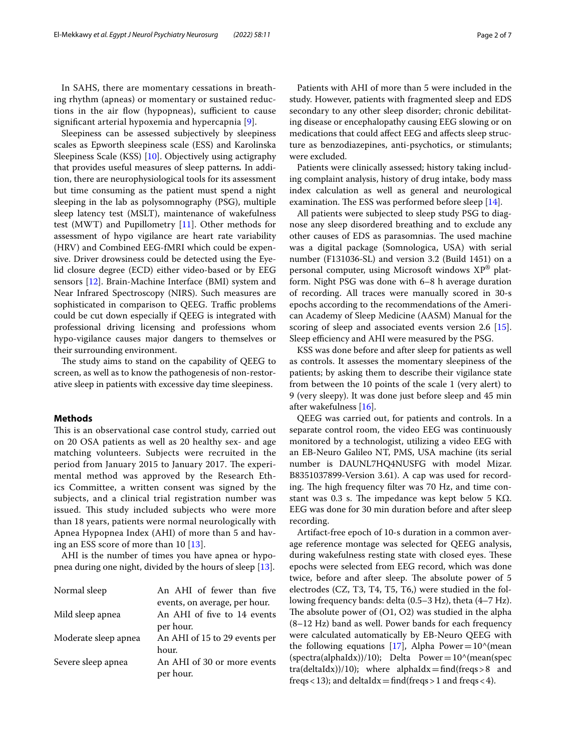In SAHS, there are momentary cessations in breathing rhythm (apneas) or momentary or sustained reductions in the air flow (hypopneas), sufficient to cause significant arterial hypoxemia and hypercapnia [9].

Sleepiness can be assessed subjectively by sleepiness scales as Epworth sleepiness scale (ESS) and Karolinska Sleepiness Scale (KSS) [10]. Objectively using actigraphy that provides useful measures of sleep patterns. In addition, there are neurophysiological tools for its assessment but time consuming as the patient must spend a night sleeping in the lab as polysomnography (PSG), multiple sleep latency test (MSLT), maintenance of wakefulness test (MWT) and Pupillometry [11]. Other methods for assessment of hypo vigilance are heart rate variability (HRV) and Combined EEG-fMRI which could be expensive. Driver drowsiness could be detected using the Eyelid closure degree (ECD) either video-based or by EEG sensors [12]. Brain-Machine Interface (BMI) system and Near Infrared Spectroscopy (NIRS). Such measures are sophisticated in comparison to QEEG. Traffic problems could be cut down especially if QEEG is integrated with professional driving licensing and professions whom hypo-vigilance causes major dangers to themselves or their surrounding environment.

The study aims to stand on the capability of QEEG to screen, as well as to know the pathogenesis of non-restorative sleep in patients with excessive day time sleepiness.

## Methods

This is an observational case control study, carried out on 20 OSA patients as well as 20 healthy sex- and age matching volunteers. Subjects were recruited in the period from January 2015 to January 2017. The experimental method was approved by the Research Ethics Committee, a written consent was signed by the subjects, and a clinical trial registration number was issued. This study included subjects who were more than 18 years, patients were normal neurologically with Apnea Hypopnea Index (AHI) of more than 5 and having an ESS score of more than 10 [13].

AHI is the number of times you have apnea or hypopnea during one night, divided by the hours of sleep [13].

| | |
|---|---|
| Normal sleep | An AHI of fewer than five events, on average, per hour. |
| Mild sleep apnea | An AHI of five to 14 events per hour. |
| Moderate sleep apnea | An AHI of 15 to 29 events per hour. |
| Severe sleep apnea | An AHI of 30 or more events per hour. |

Patients with AHI of more than 5 were included in the study. However, patients with fragmented sleep and EDS secondary to any other sleep disorder; chronic debilitating disease or encephalopathy causing EEG slowing or on medications that could affect EEG and affects sleep structure as benzodiazepines, anti-psychotics, or stimulants; were excluded.

Patients were clinically assessed; history taking including complaint analysis, history of drug intake, body mass index calculation as well as general and neurological examination. The ESS was performed before sleep [14].

All patients were subjected to sleep study PSG to diagnose any sleep disordered breathing and to exclude any other causes of EDS as parasomnias. The used machine was a digital package (Somnologica, USA) with serial number (F131036-SL) and version 3.2 (Build 1451) on a personal computer, using Microsoft windows XP® platform. Night PSG was done with 6–8 h average duration of recording. All traces were manually scored in 30-s epochs according to the recommendations of the American Academy of Sleep Medicine (AASM) Manual for the scoring of sleep and associated events version 2.6 [15]. Sleep efficiency and AHI were measured by the PSG.

KSS was done before and after sleep for patients as well as controls. It assesses the momentary sleepiness of the patients; by asking them to describe their vigilance state from between the 10 points of the scale 1 (very alert) to 9 (very sleepy). It was done just before sleep and 45 min after wakefulness [16].

QEEG was carried out, for patients and controls. In a separate control room, the video EEG was continuously monitored by a technologist, utilizing a video EEG with an EB-Neuro Galileo NT, PMS, USA machine (its serial number is DAUNL7HQ4NUSFG with model Mizar. B8351037899-Version 3.61). A cap was used for recording. The high frequency filter was 70 Hz, and time constant was 0.3 s. The impedance was kept below 5 KΩ. EEG was done for 30 min duration before and after sleep recording.

Artifact-free epoch of 10-s duration in a common average reference montage was selected for QEEG analysis, during wakefulness resting state with closed eyes. These epochs were selected from EEG record, which was done twice, before and after sleep. The absolute power of 5 electrodes (CZ, T3, T4, T5, T6,) were studied in the following frequency bands: delta (0.5–3 Hz), theta (4–7 Hz). The absolute power of (O1, O2) was studied in the alpha (8–12 Hz) band as well. Power bands for each frequency were calculated automatically by EB-Neuro QEEG with the following equations [17], Alpha Power = 10^(mean (spectra(alphaIdx))/10); Delta Power = 10^(mean(spectra(deltaIdx))/10); where alphaIdx = find(freqs > 8 and freqs < 13); and deltaIdx = find(freqs > 1 and freqs < 4).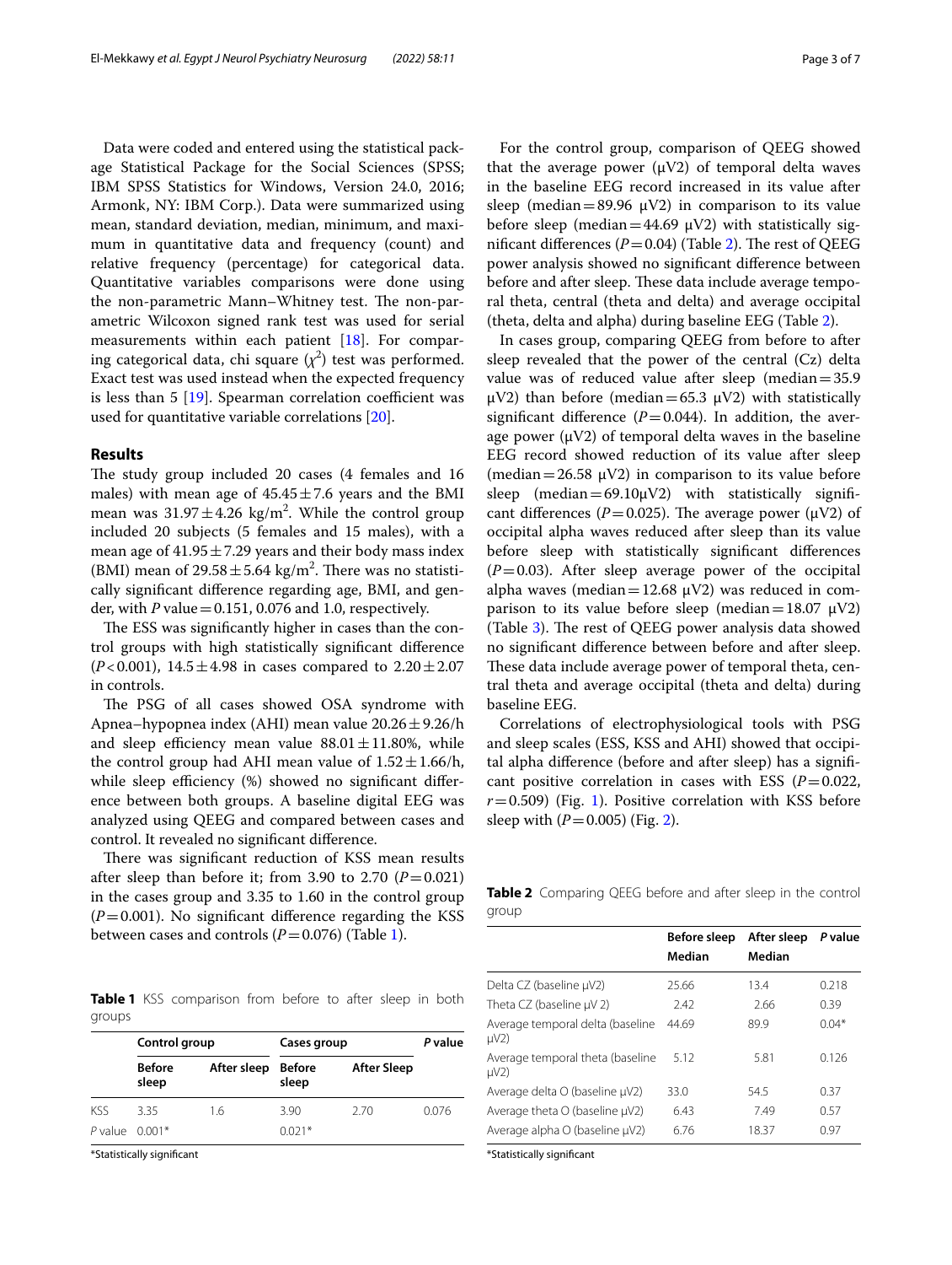Data were coded and entered using the statistical package Statistical Package for the Social Sciences (SPSS; IBM SPSS Statistics for Windows, Version 24.0, 2016; Armonk, NY: IBM Corp.). Data were summarized using mean, standard deviation, median, minimum, and maximum in quantitative data and frequency (count) and relative frequency (percentage) for categorical data. Quantitative variables comparisons were done using the non-parametric Mann–Whitney test. The non-parametric Wilcoxon signed rank test was used for serial measurements within each patient [18]. For comparing categorical data, chi square ($\chi^2$) test was performed. Exact test was used instead when the expected frequency is less than 5 [19]. Spearman correlation coefficient was used for quantitative variable correlations [20].

## Results

The study group included 20 cases (4 females and 16 males) with mean age of $45.45 \pm 7.6$ years and the BMI mean was $31.97 \pm 4.26$ kg/m$^2$. While the control group included 20 subjects (5 females and 15 males), with a mean age of $41.95 \pm 7.29$ years and their body mass index (BMI) mean of $29.58 \pm 5.64$ kg/m$^2$. There was no statistically significant difference regarding age, BMI, and gender, with $P$ value = 0.151, 0.076 and 1.0, respectively.

The ESS was significantly higher in cases than the control groups with high statistically significant difference ($P < 0.001$), $14.5 \pm 4.98$ in cases compared to $2.20 \pm 2.07$ in controls.

The PSG of all cases showed OSA syndrome with Apnea–hypopnea index (AHI) mean value $20.26 \pm 9.26$/h and sleep efficiency mean value $88.01 \pm 11.80$%, while the control group had AHI mean value of $1.52 \pm 1.66$/h, while sleep efficiency (%) showed no significant difference between both groups. A baseline digital EEG was analyzed using QEEG and compared between cases and control. It revealed no significant difference.

There was significant reduction of KSS mean results after sleep than before it; from 3.90 to 2.70 ($P = 0.021$) in the cases group and 3.35 to 1.60 in the control group ($P = 0.001$). No significant difference regarding the KSS between cases and controls ($P = 0.076$) (Table 1).

**Table 1** KSS comparison from before to after sleep in both groups

| | Control group | | Cases group | | *P* value |
|---|---|---|---|---|---|
| | **Before sleep** | **After sleep** | **Before sleep** | **After Sleep** | |
| KSS | 3.35 | 1.6 | 3.90 | 2.70 | 0.076 |
| *P* value | 0.001* | | 0.021* | | |

*Statistically significant

For the control group, comparison of QEEG showed that the average power (μV2) of temporal delta waves in the baseline EEG record increased in its value after sleep (median = 89.96 μV2) in comparison to its value before sleep (median = 44.69 μV2) with statistically significant differences ($P = 0.04$) (Table 2). The rest of QEEG power analysis showed no significant difference between before and after sleep. These data include average temporal theta, central (theta and delta) and average occipital (theta, delta and alpha) during baseline EEG (Table 2).

In cases group, comparing QEEG from before to after sleep revealed that the power of the central (Cz) delta value was of reduced value after sleep (median = 35.9 μV2) than before (median = 65.3 μV2) with statistically significant difference ($P = 0.044$). In addition, the average power (μV2) of temporal delta waves in the baseline EEG record showed reduction of its value after sleep (median = 26.58 μV2) in comparison to its value before sleep (median = 69.10μV2) with statistically significant differences ($P = 0.025$). The average power (μV2) of occipital alpha waves reduced after sleep than its value before sleep with statistically significant differences ($P = 0.03$). After sleep average power of the occipital alpha waves (median = 12.68 μV2) was reduced in comparison to its value before sleep (median = 18.07 μV2) (Table 3). The rest of QEEG power analysis data showed no significant difference between before and after sleep. These data include average power of temporal theta, central theta and average occipital (theta and delta) during baseline EEG.

Correlations of electrophysiological tools with PSG and sleep scales (ESS, KSS and AHI) showed that occipital alpha difference (before and after sleep) has a significant positive correlation in cases with ESS ($P = 0.022$, $r = 0.509$) (Fig. 1). Positive correlation with KSS before sleep with ($P = 0.005$) (Fig. 2).

**Table 2** Comparing QEEG before and after sleep in the control group

| | Before sleep Median | After sleep Median | *P* value |
|---|---|---|---|
| Delta CZ (baseline μV2) | 25.66 | 13.4 | 0.218 |
| Theta CZ (baseline μV 2) | 2.42 | 2.66 | 0.39 |
| Average temporal delta (baseline μV2) | 44.69 | 89.9 | 0.04* |
| Average temporal theta (baseline μV2) | 5.12 | 5.81 | 0.126 |
| Average delta O (baseline μV2) | 33.0 | 54.5 | 0.37 |
| Average theta O (baseline μV2) | 6.43 | 7.49 | 0.57 |
| Average alpha O (baseline μV2) | 6.76 | 18.37 | 0.97 |

*Statistically significant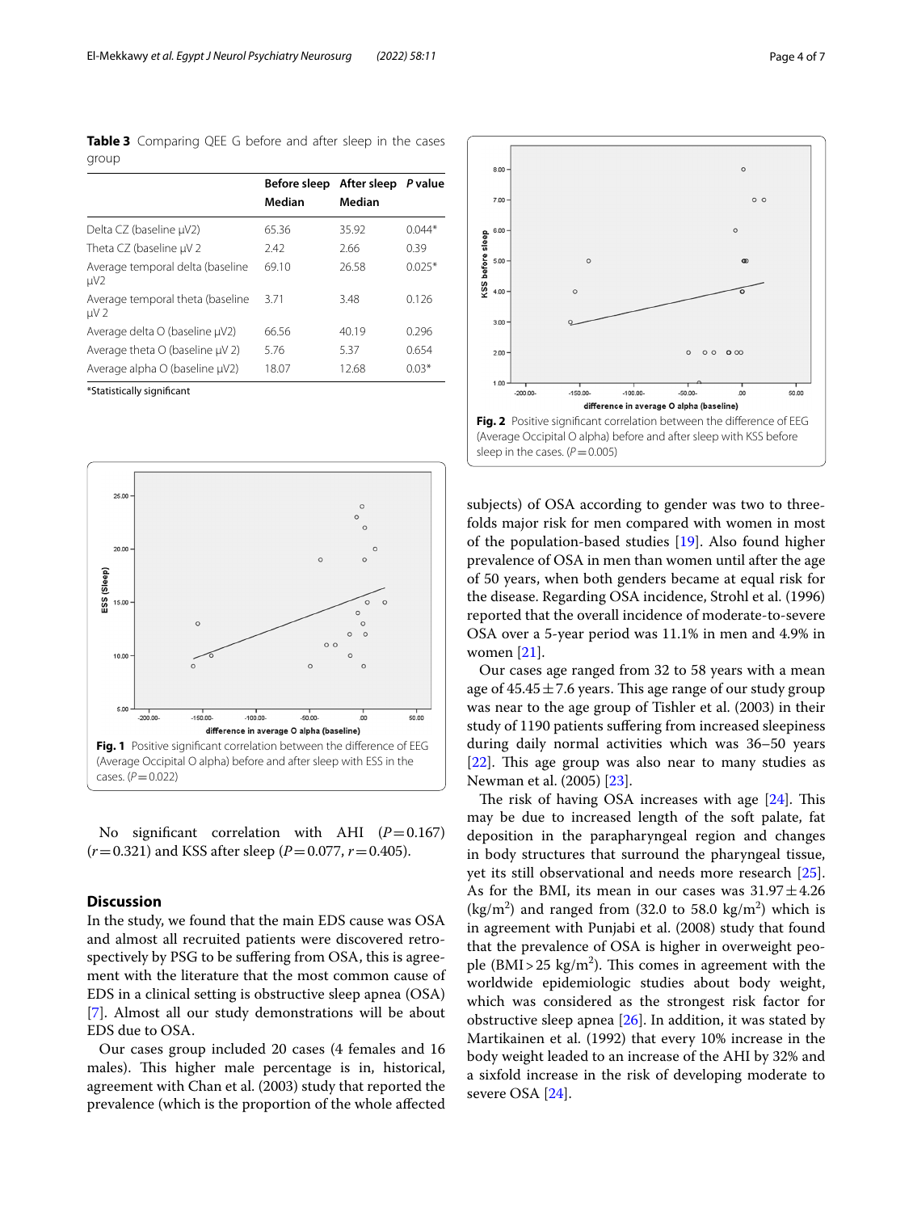**Table 3** Comparing QEE G before and after sleep in the cases group

| | Before sleep Median | After sleep Median | *P* value |
|---|---|---|---|
| Delta CZ (baseline μV2) | 65.36 | 35.92 | 0.044* |
| Theta CZ (baseline μV 2 | 2.42 | 2.66 | 0.39 |
| Average temporal delta (baseline μV2 | 69.10 | 26.58 | 0.025* |
| Average temporal theta (baseline μV 2 | 3.71 | 3.48 | 0.126 |
| Average delta O (baseline μV2) | 66.56 | 40.19 | 0.296 |
| Average theta O (baseline μV 2) | 5.76 | 5.37 | 0.654 |
| Average alpha O (baseline μV2) | 18.07 | 12.68 | 0.03* |

*Statistically significant

**Fig. 1** Positive significant correlation between the difference of EEG (Average Occipital O alpha) before and after sleep with ESS in the cases. ($P=0.022$)

No significant correlation with AHI ($P=0.167$) ($r=0.321$) and KSS after sleep ($P=0.077$, $r=0.405$).

## Discussion

In the study, we found that the main EDS cause was OSA and almost all recruited patients were discovered retrospectively by PSG to be suffering from OSA, this is agreement with the literature that the most common cause of EDS in a clinical setting is obstructive sleep apnea (OSA) [7]. Almost all our study demonstrations will be about EDS due to OSA.

Our cases group included 20 cases (4 females and 16 males). This higher male percentage is in, historical, agreement with Chan et al. (2003) study that reported the prevalence (which is the proportion of the whole affected subjects) of OSA according to gender was two to three-folds major risk for men compared with women in most of the population-based studies [19]. Also found higher prevalence of OSA in men than women until after the age of 50 years, when both genders became at equal risk for the disease. Regarding OSA incidence, Strohl et al. (1996) reported that the overall incidence of moderate-to-severe OSA over a 5-year period was 11.1% in men and 4.9% in women [21].

**Fig. 2** Positive significant correlation between the difference of EEG (Average Occipital O alpha) before and after sleep with KSS before sleep in the cases. ($P=0.005$)

Our cases age ranged from 32 to 58 years with a mean age of 45.45 ± 7.6 years. This age range of our study group was near to the age group of Tishler et al. (2003) in their study of 1190 patients suffering from increased sleepiness during daily normal activities which was 36–50 years [22]. This age group was also near to many studies as Newman et al. (2005) [23].

The risk of having OSA increases with age [24]. This may be due to increased length of the soft palate, fat deposition in the parapharyngeal region and changes in body structures that surround the pharyngeal tissue, yet its still observational and needs more research [25]. As for the BMI, its mean in our cases was 31.97 ± 4.26 (kg/m$^2$) and ranged from (32.0 to 58.0 kg/m$^2$) which is in agreement with Punjabi et al. (2008) study that found that the prevalence of OSA is higher in overweight people (BMI > 25 kg/m$^2$). This comes in agreement with the worldwide epidemiologic studies about body weight, which was considered as the strongest risk factor for obstructive sleep apnea [26]. In addition, it was stated by Martikainen et al. (1992) that every 10% increase in the body weight leaded to an increase of the AHI by 32% and a sixfold increase in the risk of developing moderate to severe OSA [24].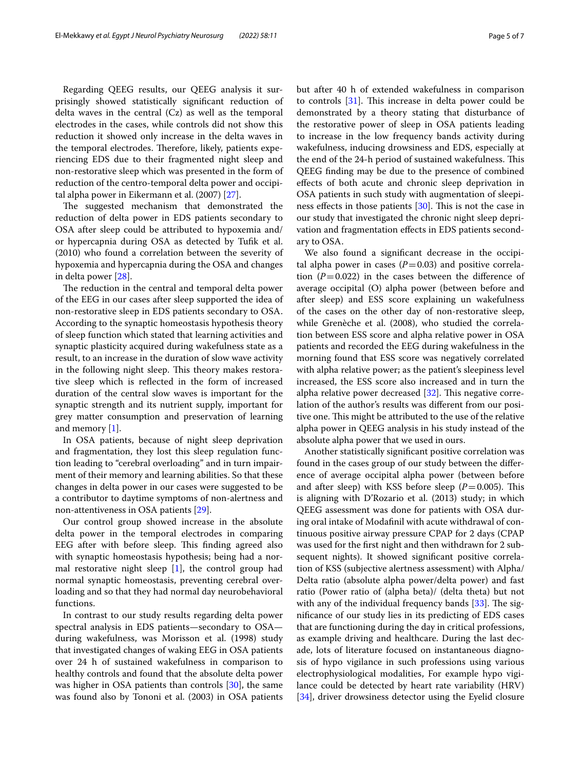Regarding QEEG results, our QEEG analysis it surprisingly showed statistically significant reduction of delta waves in the central (Cz) as well as the temporal electrodes in the cases, while controls did not show this reduction it showed only increase in the delta waves in the temporal electrodes. Therefore, likely, patients experiencing EDS due to their fragmented night sleep and non-restorative sleep which was presented in the form of reduction of the centro-temporal delta power and occipital alpha power in Eikermann et al. (2007) [27].

The suggested mechanism that demonstrated the reduction of delta power in EDS patients secondary to OSA after sleep could be attributed to hypoxemia and/or hypercapnia during OSA as detected by Tufik et al. (2010) who found a correlation between the severity of hypoxemia and hypercapnia during the OSA and changes in delta power [28].

The reduction in the central and temporal delta power of the EEG in our cases after sleep supported the idea of non-restorative sleep in EDS patients secondary to OSA. According to the synaptic homeostasis hypothesis theory of sleep function which stated that learning activities and synaptic plasticity acquired during wakefulness state as a result, to an increase in the duration of slow wave activity in the following night sleep. This theory makes restorative sleep which is reflected in the form of increased duration of the central slow waves is important for the synaptic strength and its nutrient supply, important for grey matter consumption and preservation of learning and memory [1].

In OSA patients, because of night sleep deprivation and fragmentation, they lost this sleep regulation function leading to "cerebral overloading" and in turn impairment of their memory and learning abilities. So that these changes in delta power in our cases were suggested to be a contributor to daytime symptoms of non-alertness and non-attentiveness in OSA patients [29].

Our control group showed increase in the absolute delta power in the temporal electrodes in comparing EEG after with before sleep. This finding agreed also with synaptic homeostasis hypothesis; being had a normal restorative night sleep [1], the control group had normal synaptic homeostasis, preventing cerebral overloading and so that they had normal day neurobehavioral functions.

In contrast to our study results regarding delta power spectral analysis in EDS patients—secondary to OSA—during wakefulness, was Morisson et al. (1998) study that investigated changes of waking EEG in OSA patients over 24 h of sustained wakefulness in comparison to healthy controls and found that the absolute delta power was higher in OSA patients than controls [30], the same was found also by Tononi et al. (2003) in OSA patients but after 40 h of extended wakefulness in comparison to controls [31]. This increase in delta power could be demonstrated by a theory stating that disturbance of the restorative power of sleep in OSA patients leading to increase in the low frequency bands activity during wakefulness, inducing drowsiness and EDS, especially at the end of the 24-h period of sustained wakefulness. This QEEG finding may be due to the presence of combined effects of both acute and chronic sleep deprivation in OSA patients in such study with augmentation of sleepiness effects in those patients [30]. This is not the case in our study that investigated the chronic night sleep deprivation and fragmentation effects in EDS patients secondary to OSA.

We also found a significant decrease in the occipital alpha power in cases ($P=0.03$) and positive correlation ($P=0.022$) in the cases between the difference of average occipital (O) alpha power (between before and after sleep) and ESS score explaining un wakefulness of the cases on the other day of non-restorative sleep, while Grenèche et al. (2008), who studied the correlation between ESS score and alpha relative power in OSA patients and recorded the EEG during wakefulness in the morning found that ESS score was negatively correlated with alpha relative power; as the patient's sleepiness level increased, the ESS score also increased and in turn the alpha relative power decreased [32]. This negative correlation of the author's results was different from our positive one. This might be attributed to the use of the relative alpha power in QEEG analysis in his study instead of the absolute alpha power that we used in ours.

Another statistically significant positive correlation was found in the cases group of our study between the difference of average occipital alpha power (between before and after sleep) with KSS before sleep ($P=0.005$). This is aligning with D'Rozario et al. (2013) study; in which QEEG assessment was done for patients with OSA during oral intake of Modafinil with acute withdrawal of continuous positive airway pressure CPAP for 2 days (CPAP was used for the first night and then withdrawn for 2 subsequent nights). It showed significant positive correlation of KSS (subjective alertness assessment) with Alpha/Delta ratio (absolute alpha power/delta power) and fast ratio (Power ratio of (alpha beta)/ (delta theta) but not with any of the individual frequency bands [33]. The significance of our study lies in its predicting of EDS cases that are functioning during the day in critical professions, as example driving and healthcare. During the last decade, lots of literature focused on instantaneous diagnosis of hypo vigilance in such professions using various electrophysiological modalities, For example hypo vigilance could be detected by heart rate variability (HRV) [34], driver drowsiness detector using the Eyelid closure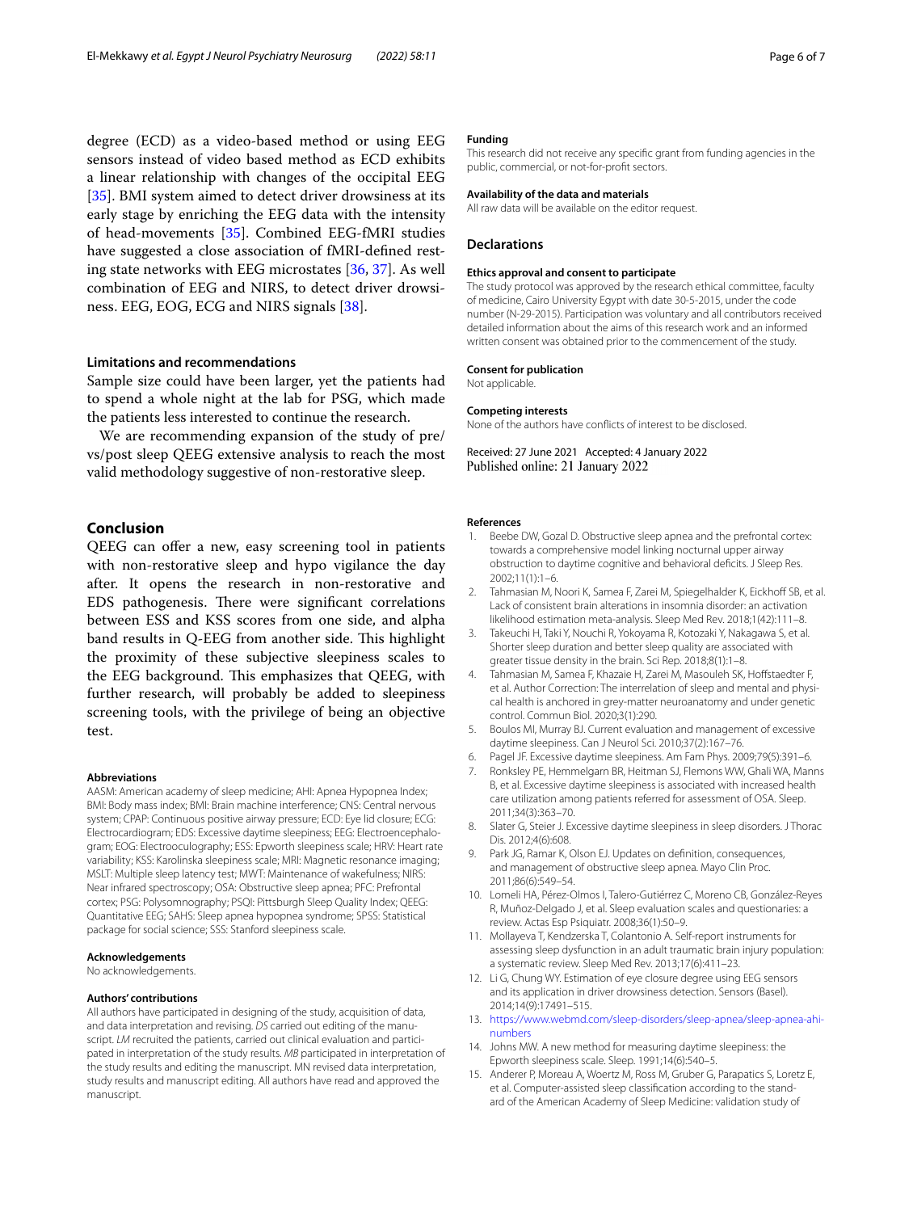degree (ECD) as a video-based method or using EEG sensors instead of video based method as ECD exhibits a linear relationship with changes of the occipital EEG [35]. BMI system aimed to detect driver drowsiness at its early stage by enriching the EEG data with the intensity of head-movements [35]. Combined EEG-fMRI studies have suggested a close association of fMRI-defined resting state networks with EEG microstates [36, 37]. As well combination of EEG and NIRS, to detect driver drowsiness. EEG, EOG, ECG and NIRS signals [38].

### Limitations and recommendations

Sample size could have been larger, yet the patients had to spend a whole night at the lab for PSG, which made the patients less interested to continue the research.

We are recommending expansion of the study of pre/vs/post sleep QEEG extensive analysis to reach the most valid methodology suggestive of non-restorative sleep.

## Conclusion

QEEG can offer a new, easy screening tool in patients with non-restorative sleep and hypo vigilance the day after. It opens the research in non-restorative and EDS pathogenesis. There were significant correlations between ESS and KSS scores from one side, and alpha band results in Q-EEG from another side. This highlight the proximity of these subjective sleepiness scales to the EEG background. This emphasizes that QEEG, with further research, will probably be added to sleepiness screening tools, with the privilege of being an objective test.

#### Abbreviations

AASM: American academy of sleep medicine; AHI: Apnea Hypopnea Index; BMI: Body mass index; BMI: Brain machine interference; CNS: Central nervous system; CPAP: Continuous positive airway pressure; ECD: Eye lid closure; ECG: Electrocardiogram; EDS: Excessive daytime sleepiness; EEG: Electroencephalogram; EOG: Electrooculography; ESS: Epworth sleepiness scale; HRV: Heart rate variability; KSS: Karolinska sleepiness scale; MRI: Magnetic resonance imaging; MSLT: Multiple sleep latency test; MWT: Maintenance of wakefulness; NIRS: Near infrared spectroscopy; OSA: Obstructive sleep apnea; PFC: Prefrontal cortex; PSG: Polysomnography; PSQI: Pittsburgh Sleep Quality Index; QEEG: Quantitative EEG; SAHS: Sleep apnea hypopnea syndrome; SPSS: Statistical package for social science; SSS: Stanford sleepiness scale.

#### Acknowledgements

No acknowledgements.

#### Authors' contributions

All authors have participated in designing of the study, acquisition of data, and data interpretation and revising. *DS* carried out editing of the manuscript. *LM* recruited the patients, carried out clinical evaluation and participated in interpretation of the study results. *MB* participated in interpretation of the study results and editing the manuscript. MN revised data interpretation, study results and manuscript editing. All authors have read and approved the manuscript.

#### Funding

This research did not receive any specific grant from funding agencies in the public, commercial, or not-for-profit sectors.

#### Availability of the data and materials

All raw data will be available on the editor request.

### Declarations

#### Ethics approval and consent to participate

The study protocol was approved by the research ethical committee, faculty of medicine, Cairo University Egypt with date 30-5-2015, under the code number (N-29-2015). Participation was voluntary and all contributors received detailed information about the aims of this research work and an informed written consent was obtained prior to the commencement of the study.

#### Consent for publication

Not applicable.

#### Competing interests

None of the authors have conflicts of interest to be disclosed.

Received: 27 June 2021 Accepted: 4 January 2022
Published online: 21 January 2022

#### References

1. Beebe DW, Gozal D. Obstructive sleep apnea and the prefrontal cortex: towards a comprehensive model linking nocturnal upper airway obstruction to daytime cognitive and behavioral deficits. J Sleep Res. 2002;11(1):1–6.
2. Tahmasian M, Noori K, Samea F, Zarei M, Spiegelhalder K, Eickhoff SB, et al. Lack of consistent brain alterations in insomnia disorder: an activation likelihood estimation meta-analysis. Sleep Med Rev. 2018;1(42):111–8.
3. Takeuchi H, Taki Y, Nouchi R, Yokoyama R, Kotozaki Y, Nakagawa S, et al. Shorter sleep duration and better sleep quality are associated with greater tissue density in the brain. Sci Rep. 2018;8(1):1–8.
4. Tahmasian M, Samea F, Khazaie H, Zarei M, Masouleh SK, Hoffstaedter F, et al. Author Correction: The interrelation of sleep and mental and physical health is anchored in grey-matter neuroanatomy and under genetic control. Commun Biol. 2020;3(1):290.
5. Boulos MI, Murray BJ. Current evaluation and management of excessive daytime sleepiness. Can J Neurol Sci. 2010;37(2):167–76.
6. Pagel JF. Excessive daytime sleepiness. Am Fam Phys. 2009;79(5):391–6.
7. Ronksley PE, Hemmelgarn BR, Heitman SJ, Flemons WW, Ghali WA, Manns B, et al. Excessive daytime sleepiness is associated with increased health care utilization among patients referred for assessment of OSA. Sleep. 2011;34(3):363–70.
8. Slater G, Steier J. Excessive daytime sleepiness in sleep disorders. J Thorac Dis. 2012;4(6):608.
9. Park JG, Ramar K, Olson EJ. Updates on definition, consequences, and management of obstructive sleep apnea. Mayo Clin Proc. 2011;86(6):549–54.
10. Lomeli HA, Pérez-Olmos I, Talero-Gutiérrez C, Moreno CB, González-Reyes R, Muñoz-Delgado J, et al. Sleep evaluation scales and questionaries: a review. Actas Esp Psiquiatr. 2008;36(1):50–9.
11. Mollayeva T, Kendzerska T, Colantonio A. Self-report instruments for assessing sleep dysfunction in an adult traumatic brain injury population: a systematic review. Sleep Med Rev. 2013;17(6):411–23.
12. Li G, Chung WY. Estimation of eye closure degree using EEG sensors and its application in driver drowsiness detection. Sensors (Basel). 2014;14(9):17491–515.
13. https://www.webmd.com/sleep-disorders/sleep-apnea/sleep-apnea-ahi-numbers
14. Johns MW. A new method for measuring daytime sleepiness: the Epworth sleepiness scale. Sleep. 1991;14(6):540–5.
15. Anderer P, Moreau A, Woertz M, Ross M, Gruber G, Parapatics S, Loretz E, et al. Computer-assisted sleep classification according to the standard of the American Academy of Sleep Medicine: validation study of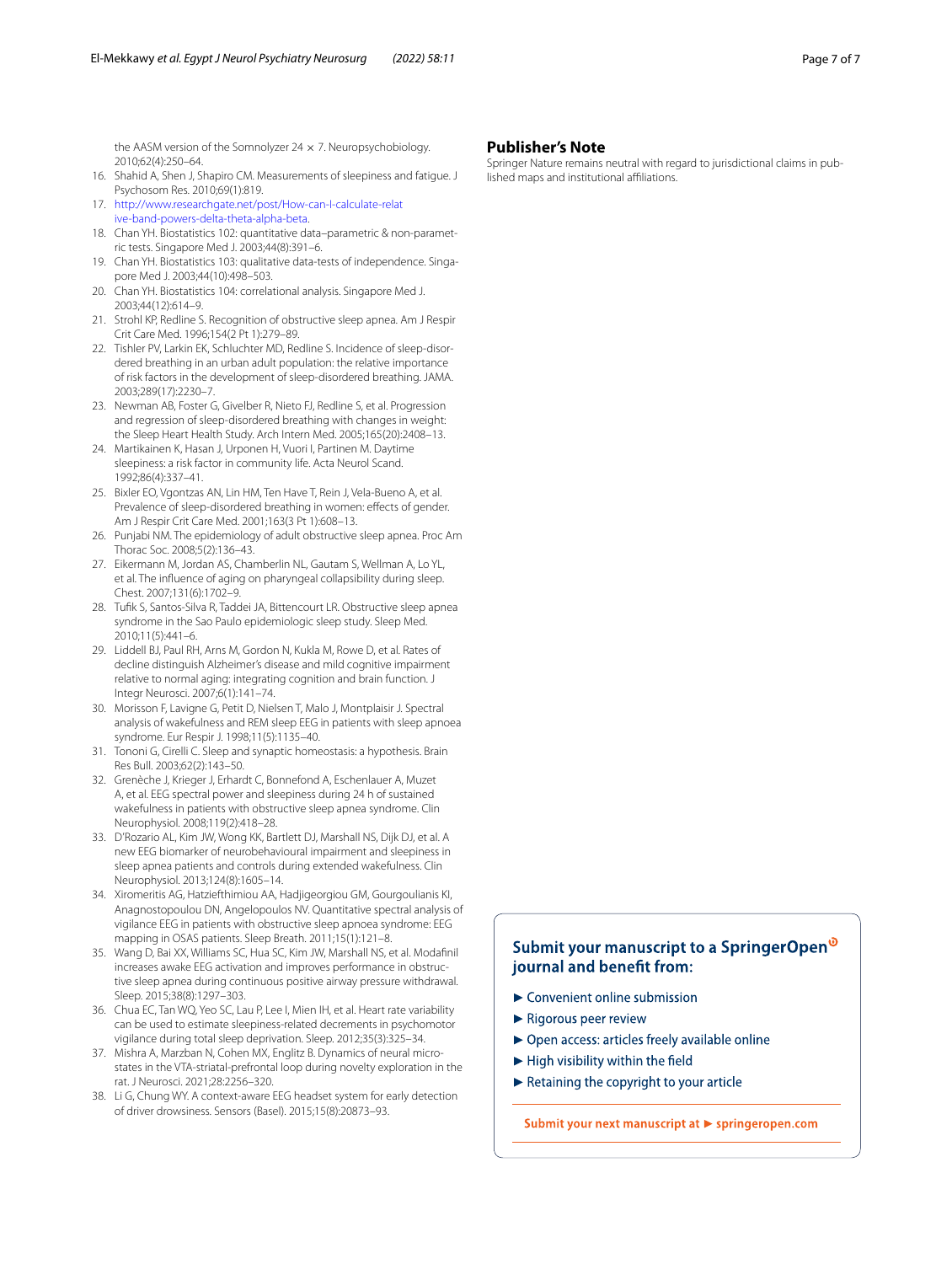the AASM version of the Somnolyzer 24 × 7. Neuropsychobiology. 2010;62(4):250–64.

16. Shahid A, Shen J, Shapiro CM. Measurements of sleepiness and fatigue. J Psychosom Res. 2010;69(1):819.
17. http://www.researchgate.net/post/How-can-I-calculate-relative-band-powers-delta-theta-alpha-beta.
18. Chan YH. Biostatistics 102: quantitative data–parametric & non-parametric tests. Singapore Med J. 2003;44(8):391–6.
19. Chan YH. Biostatistics 103: qualitative data-tests of independence. Singapore Med J. 2003;44(10):498–503.
20. Chan YH. Biostatistics 104: correlational analysis. Singapore Med J. 2003;44(12):614–9.
21. Strohl KP, Redline S. Recognition of obstructive sleep apnea. Am J Respir Crit Care Med. 1996;154(2 Pt 1):279–89.
22. Tishler PV, Larkin EK, Schluchter MD, Redline S. Incidence of sleep-disordered breathing in an urban adult population: the relative importance of risk factors in the development of sleep-disordered breathing. JAMA. 2003;289(17):2230–7.
23. Newman AB, Foster G, Givelber R, Nieto FJ, Redline S, et al. Progression and regression of sleep-disordered breathing with changes in weight: the Sleep Heart Health Study. Arch Intern Med. 2005;165(20):2408–13.
24. Martikainen K, Hasan J, Urponen H, Vuori I, Partinen M. Daytime sleepiness: a risk factor in community life. Acta Neurol Scand. 1992;86(4):337–41.
25. Bixler EO, Vgontzas AN, Lin HM, Ten Have T, Rein J, Vela-Bueno A, et al. Prevalence of sleep-disordered breathing in women: effects of gender. Am J Respir Crit Care Med. 2001;163(3 Pt 1):608–13.
26. Punjabi NM. The epidemiology of adult obstructive sleep apnea. Proc Am Thorac Soc. 2008;5(2):136–43.
27. Eikermann M, Jordan AS, Chamberlin NL, Gautam S, Wellman A, Lo YL, et al. The influence of aging on pharyngeal collapsibility during sleep. Chest. 2007;131(6):1702–9.
28. Tufik S, Santos-Silva R, Taddei JA, Bittencourt LR. Obstructive sleep apnea syndrome in the Sao Paulo epidemiologic sleep study. Sleep Med. 2010;11(5):441–6.
29. Liddell BJ, Paul RH, Arns M, Gordon N, Kukla M, Rowe D, et al. Rates of decline distinguish Alzheimer's disease and mild cognitive impairment relative to normal aging: integrating cognition and brain function. J Integr Neurosci. 2007;6(1):141–74.
30. Morisson F, Lavigne G, Petit D, Nielsen T, Malo J, Montplaisir J. Spectral analysis of wakefulness and REM sleep EEG in patients with sleep apnoea syndrome. Eur Respir J. 1998;11(5):1135–40.
31. Tononi G, Cirelli C. Sleep and synaptic homeostasis: a hypothesis. Brain Res Bull. 2003;62(2):143–50.
32. Grenèche J, Krieger J, Erhardt C, Bonnefond A, Eschenlauer A, Muzet A, et al. EEG spectral power and sleepiness during 24 h of sustained wakefulness in patients with obstructive sleep apnea syndrome. Clin Neurophysiol. 2008;119(2):418–28.
33. D'Rozario AL, Kim JW, Wong KK, Bartlett DJ, Marshall NS, Dijk DJ, et al. A new EEG biomarker of neurobehavioural impairment and sleepiness in sleep apnea patients and controls during extended wakefulness. Clin Neurophysiol. 2013;124(8):1605–14.
34. Xiromeritis AG, Hatziefthimiou AA, Hadjigeorgiou GM, Gourgoulianis KI, Anagnostopoulou DN, Angelopoulos NV. Quantitative spectral analysis of vigilance EEG in patients with obstructive sleep apnoea syndrome: EEG mapping in OSAS patients. Sleep Breath. 2011;15(1):121–8.
35. Wang D, Bai XX, Williams SC, Hua SC, Kim JW, Marshall NS, et al. Modafinil increases awake EEG activation and improves performance in obstructive sleep apnea during continuous positive airway pressure withdrawal. Sleep. 2015;38(8):1297–303.
36. Chua EC, Tan WQ, Yeo SC, Lau P, Lee I, Mien IH, et al. Heart rate variability can be used to estimate sleepiness-related decrements in psychomotor vigilance during total sleep deprivation. Sleep. 2012;35(3):325–34.
37. Mishra A, Marzban N, Cohen MX, Englitz B. Dynamics of neural microstates in the VTA-striatal-prefrontal loop during novelty exploration in the rat. J Neurosci. 2021;28:2256–320.
38. Li G, Chung WY. A context-aware EEG headset system for early detection of driver drowsiness. Sensors (Basel). 2015;15(8):20873–93.

## Publisher's Note

Springer Nature remains neutral with regard to jurisdictional claims in published maps and institutional affiliations.

**Submit your manuscript to a SpringerOpen journal and benefit from:**

- ► Convenient online submission
- ► Rigorous peer review
- ► Open access: articles freely available online
- ► High visibility within the field
- ► Retaining the copyright to your article

**Submit your next manuscript at ► springeropen.com**